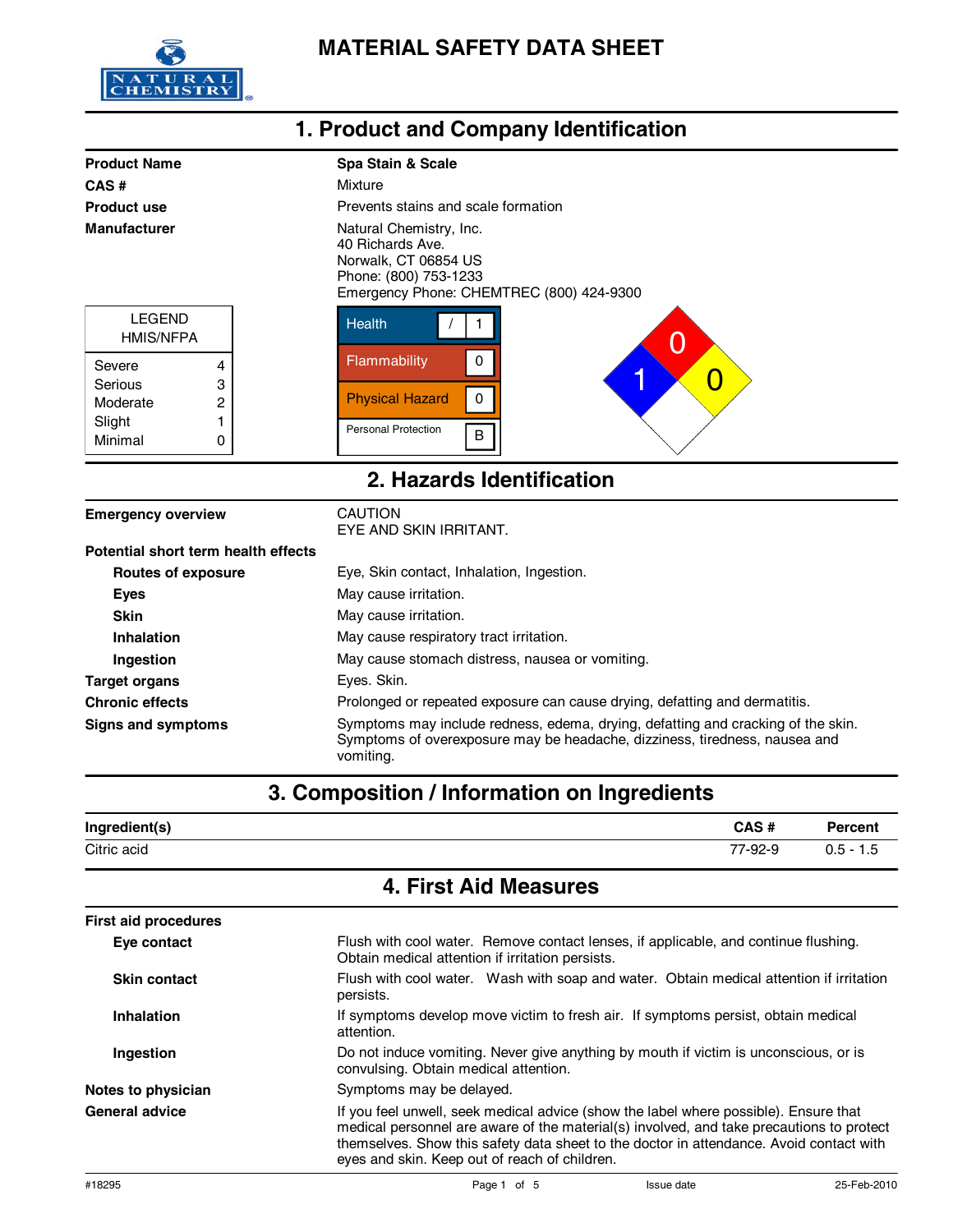# MATERIAL SAFETY DATA SHEET

## 1. Product and Company Identification

| | |
|---|---|
| **Product Name** | **Spa Stain & Scale** |
| **CAS #** | Mixture |
| **Product use** | Prevents stains and scale formation |
| **Manufacturer** | Natural Chemistry, Inc.<br>40 Richards Ave.<br>Norwalk, CT 06854 US<br>Phone: (800) 753-1233<br>Emergency Phone: CHEMTREC (800) 424-9300 |

| LEGEND HMIS/NFPA | |
|---|---|
| Severe | 4 |
| Serious | 3 |
| Moderate | 2 |
| Slight | 1 |
| Minimal | 0 |

| | |
|---|---|
| Health | / 1 |
| Flammability | 0 |
| Physical Hazard | 0 |
| Personal Protection | B |

NFPA: Health 1, Flammability 0, Instability 0

## 2. Hazards Identification

| | |
|---|---|
| **Emergency overview** | CAUTION<br>EYE AND SKIN IRRITANT. |
| **Potential short term health effects** | |
| **Routes of exposure** | Eye, Skin contact, Inhalation, Ingestion. |
| **Eyes** | May cause irritation. |
| **Skin** | May cause irritation. |
| **Inhalation** | May cause respiratory tract irritation. |
| **Ingestion** | May cause stomach distress, nausea or vomiting. |
| **Target organs** | Eyes. Skin. |
| **Chronic effects** | Prolonged or repeated exposure can cause drying, defatting and dermatitis. |
| **Signs and symptoms** | Symptoms may include redness, edema, drying, defatting and cracking of the skin. Symptoms of overexposure may be headache, dizziness, tiredness, nausea and vomiting. |

## 3. Composition / Information on Ingredients

| Ingredient(s) | CAS # | Percent |
|---|---|---|
| Citric acid | 77-92-9 | 0.5 - 1.5 |

## 4. First Aid Measures

| | |
|---|---|
| **First aid procedures** | |
| **Eye contact** | Flush with cool water. Remove contact lenses, if applicable, and continue flushing. Obtain medical attention if irritation persists. |
| **Skin contact** | Flush with cool water. Wash with soap and water. Obtain medical attention if irritation persists. |
| **Inhalation** | If symptoms develop move victim to fresh air. If symptoms persist, obtain medical attention. |
| **Ingestion** | Do not induce vomiting. Never give anything by mouth if victim is unconscious, or is convulsing. Obtain medical attention. |
| **Notes to physician** | Symptoms may be delayed. |
| **General advice** | If you feel unwell, seek medical advice (show the label where possible). Ensure that medical personnel are aware of the material(s) involved, and take precautions to protect themselves. Show this safety data sheet to the doctor in attendance. Avoid contact with eyes and skin. Keep out of reach of children. |

#18295 Issue date 25-Feb-2010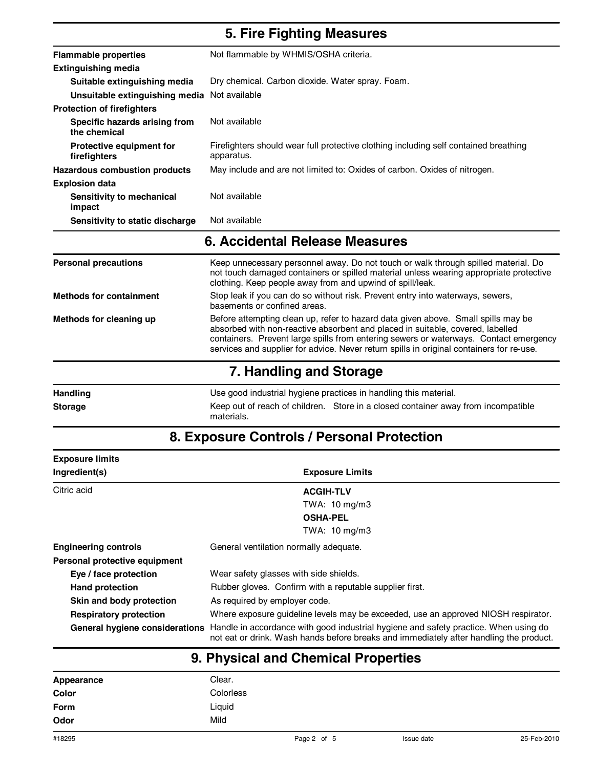## 5. Fire Fighting Measures

| | |
|---|---|
| **Flammable properties** | Not flammable by WHMIS/OSHA criteria. |
| **Extinguishing media** | |
| **Suitable extinguishing media** | Dry chemical. Carbon dioxide. Water spray. Foam. |
| **Unsuitable extinguishing media** | Not available |
| **Protection of firefighters** | |
| **Specific hazards arising from the chemical** | Not available |
| **Protective equipment for firefighters** | Firefighters should wear full protective clothing including self contained breathing apparatus. |
| **Hazardous combustion products** | May include and are not limited to: Oxides of carbon. Oxides of nitrogen. |
| **Explosion data** | |
| **Sensitivity to mechanical impact** | Not available |
| **Sensitivity to static discharge** | Not available |

## 6. Accidental Release Measures

| | |
|---|---|
| **Personal precautions** | Keep unnecessary personnel away. Do not touch or walk through spilled material. Do not touch damaged containers or spilled material unless wearing appropriate protective clothing. Keep people away from and upwind of spill/leak. |
| **Methods for containment** | Stop leak if you can do so without risk. Prevent entry into waterways, sewers, basements or confined areas. |
| **Methods for cleaning up** | Before attempting clean up, refer to hazard data given above. Small spills may be absorbed with non-reactive absorbent and placed in suitable, covered, labelled containers. Prevent large spills from entering sewers or waterways. Contact emergency services and supplier for advice. Never return spills in original containers for re-use. |

## 7. Handling and Storage

| | |
|---|---|
| **Handling** | Use good industrial hygiene practices in handling this material. |
| **Storage** | Keep out of reach of children. Store in a closed container away from incompatible materials. |

## 8. Exposure Controls / Personal Protection

**Exposure limits**

| Ingredient(s) | Exposure Limits |
|---|---|
| Citric acid | **ACGIH-TLV**<br>TWA: 10 mg/m3<br>**OSHA-PEL**<br>TWA: 10 mg/m3 |

| | |
|---|---|
| **Engineering controls** | General ventilation normally adequate. |
| **Personal protective equipment** | |
| **Eye / face protection** | Wear safety glasses with side shields. |
| **Hand protection** | Rubber gloves. Confirm with a reputable supplier first. |
| **Skin and body protection** | As required by employer code. |
| **Respiratory protection** | Where exposure guideline levels may be exceeded, use an approved NIOSH respirator. |
| **General hygiene considerations** | Handle in accordance with good industrial hygiene and safety practice. When using do not eat or drink. Wash hands before breaks and immediately after handling the product. |

## 9. Physical and Chemical Properties

| | |
|---|---|
| **Appearance** | Clear. |
| **Color** | Colorless |
| **Form** | Liquid |
| **Odor** | Mild |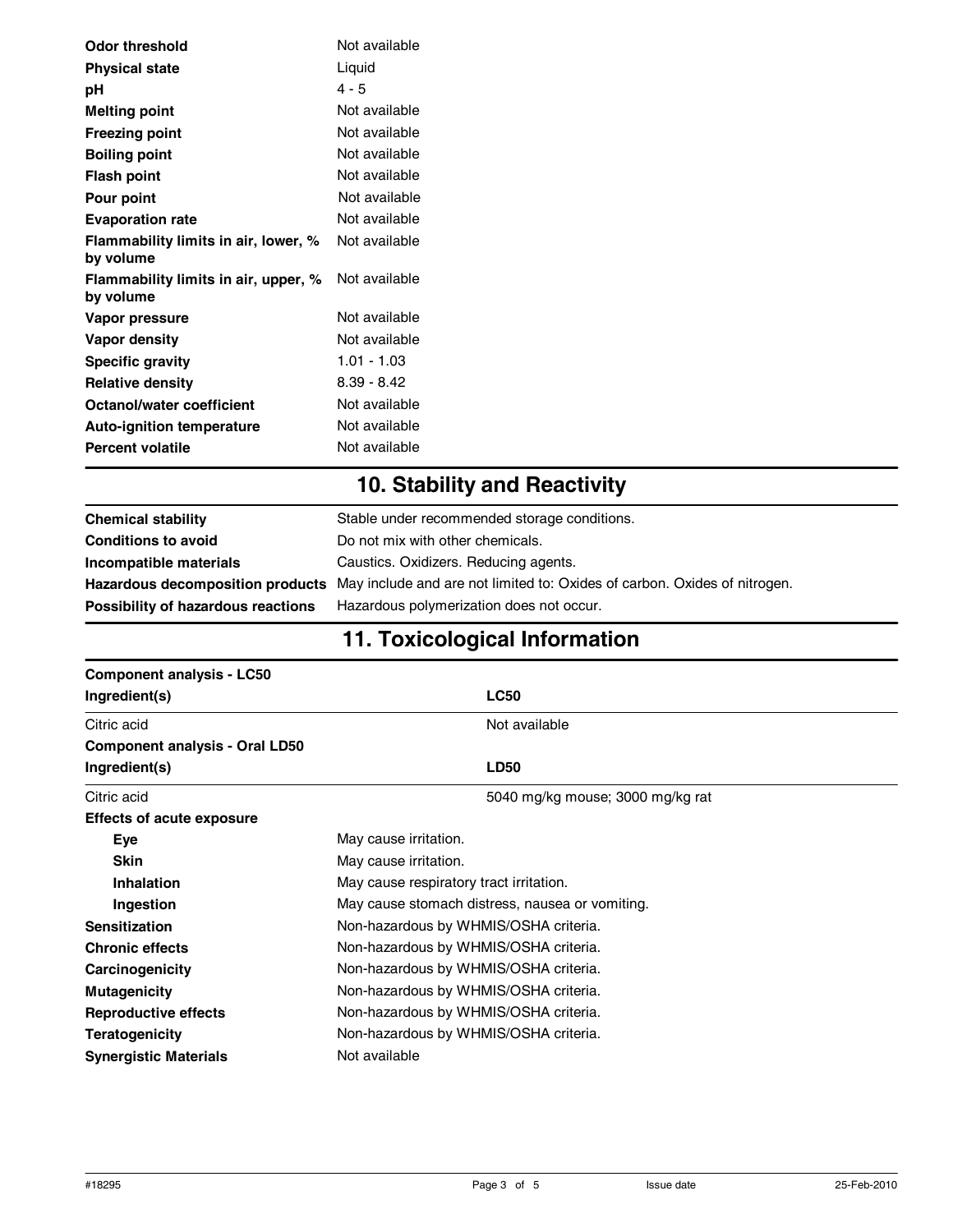| | |
|---|---|
| **Odor threshold** | Not available |
| **Physical state** | Liquid |
| **pH** | 4 - 5 |
| **Melting point** | Not available |
| **Freezing point** | Not available |
| **Boiling point** | Not available |
| **Flash point** | Not available |
| **Pour point** | Not available |
| **Evaporation rate** | Not available |
| **Flammability limits in air, lower, % by volume** | Not available |
| **Flammability limits in air, upper, % by volume** | Not available |
| **Vapor pressure** | Not available |
| **Vapor density** | Not available |
| **Specific gravity** | 1.01 - 1.03 |
| **Relative density** | 8.39 - 8.42 |
| **Octanol/water coefficient** | Not available |
| **Auto-ignition temperature** | Not available |
| **Percent volatile** | Not available |

## 10. Stability and Reactivity

| | |
|---|---|
| **Chemical stability** | Stable under recommended storage conditions. |
| **Conditions to avoid** | Do not mix with other chemicals. |
| **Incompatible materials** | Caustics. Oxidizers. Reducing agents. |
| **Hazardous decomposition products** | May include and are not limited to: Oxides of carbon. Oxides of nitrogen. |
| **Possibility of hazardous reactions** | Hazardous polymerization does not occur. |

## 11. Toxicological Information

**Component analysis - LC50**

| Ingredient(s) | LC50 |
|---|---|
| Citric acid | Not available |

**Component analysis - Oral LD50**

| Ingredient(s) | LD50 |
|---|---|
| Citric acid | 5040 mg/kg mouse; 3000 mg/kg rat |

**Effects of acute exposure**

| | |
|---|---|
| **Eye** | May cause irritation. |
| **Skin** | May cause irritation. |
| **Inhalation** | May cause respiratory tract irritation. |
| **Ingestion** | May cause stomach distress, nausea or vomiting. |
| **Sensitization** | Non-hazardous by WHMIS/OSHA criteria. |
| **Chronic effects** | Non-hazardous by WHMIS/OSHA criteria. |
| **Carcinogenicity** | Non-hazardous by WHMIS/OSHA criteria. |
| **Mutagenicity** | Non-hazardous by WHMIS/OSHA criteria. |
| **Reproductive effects** | Non-hazardous by WHMIS/OSHA criteria. |
| **Teratogenicity** | Non-hazardous by WHMIS/OSHA criteria. |
| **Synergistic Materials** | Not available |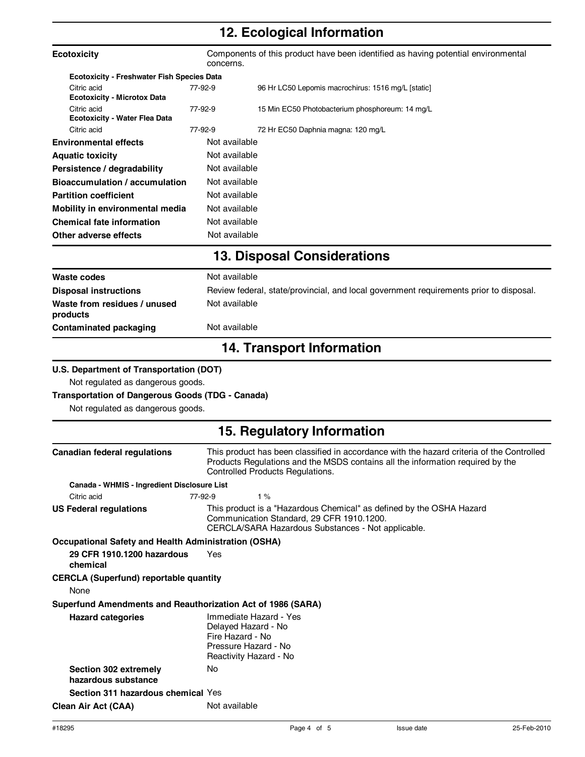## 12. Ecological Information

| | | |
|---|---|---|
| **Ecotoxicity** | Components of this product have been identified as having potential environmental concerns. | |
| **Ecotoxicity - Freshwater Fish Species Data** | | |
| Citric acid | 77-92-9 | 96 Hr LC50 Lepomis macrochirus: 1516 mg/L [static] |
| **Ecotoxicity - Microtox Data** | | |
| Citric acid | 77-92-9 | 15 Min EC50 Photobacterium phosphoreum: 14 mg/L |
| **Ecotoxicity - Water Flea Data** | | |
| Citric acid | 77-92-9 | 72 Hr EC50 Daphnia magna: 120 mg/L |

| | |
|---|---|
| **Environmental effects** | Not available |
| **Aquatic toxicity** | Not available |
| **Persistence / degradability** | Not available |
| **Bioaccumulation / accumulation** | Not available |
| **Partition coefficient** | Not available |
| **Mobility in environmental media** | Not available |
| **Chemical fate information** | Not available |
| **Other adverse effects** | Not available |

## 13. Disposal Considerations

| | |
|---|---|
| **Waste codes** | Not available |
| **Disposal instructions** | Review federal, state/provincial, and local government requirements prior to disposal. |
| **Waste from residues / unused products** | Not available |
| **Contaminated packaging** | Not available |

## 14. Transport Information

**U.S. Department of Transportation (DOT)**

Not regulated as dangerous goods.

**Transportation of Dangerous Goods (TDG - Canada)**

Not regulated as dangerous goods.

## 15. Regulatory Information

**Canadian federal regulations** — This product has been classified in accordance with the hazard criteria of the Controlled Products Regulations and the MSDS contains all the information required by the Controlled Products Regulations.

**Canada - WHMIS - Ingredient Disclosure List**

| | | |
|---|---|---|
| Citric acid | 77-92-9 | 1 % |

**US Federal regulations** — This product is a "Hazardous Chemical" as defined by the OSHA Hazard Communication Standard, 29 CFR 1910.1200.
CERCLA/SARA Hazardous Substances - Not applicable.

**Occupational Safety and Health Administration (OSHA)**

**29 CFR 1910.1200 hazardous chemical** — Yes

**CERCLA (Superfund) reportable quantity**

None

**Superfund Amendments and Reauthorization Act of 1986 (SARA)**

**Hazard categories**
Immediate Hazard - Yes
Delayed Hazard - No
Fire Hazard - No
Pressure Hazard - No
Reactivity Hazard - No

**Section 302 extremely hazardous substance** — No

**Section 311 hazardous chemical** — Yes

**Clean Air Act (CAA)** — Not available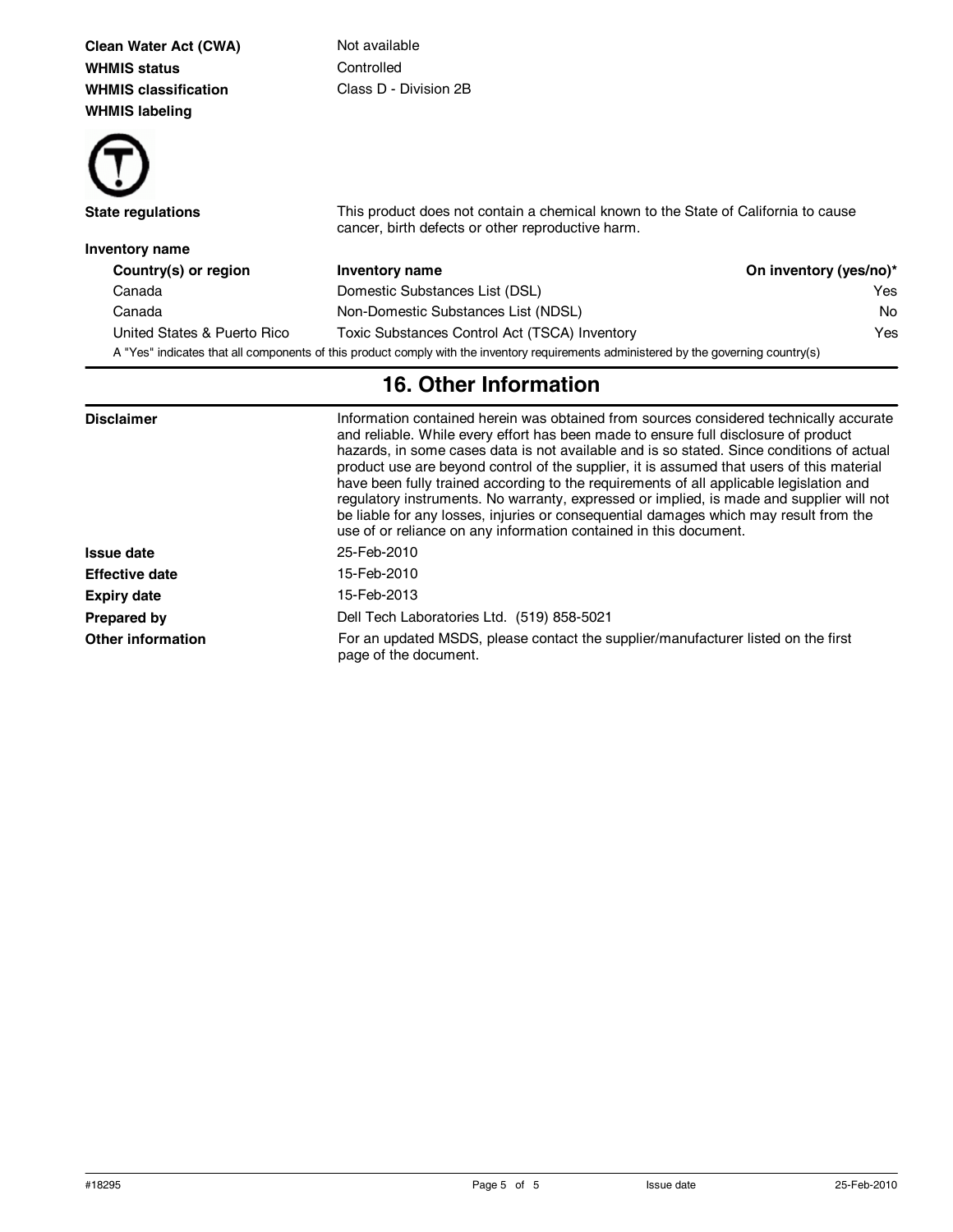**Clean Water Act (CWA)** Not available

**WHMIS status** Controlled

**WHMIS classification** Class D - Division 2B

**WHMIS labeling**

**State regulations** This product does not contain a chemical known to the State of California to cause cancer, birth defects or other reproductive harm.

**Inventory name**

| Country(s) or region | Inventory name | On inventory (yes/no)* |
|---|---|---|
| Canada | Domestic Substances List (DSL) | Yes |
| Canada | Non-Domestic Substances List (NDSL) | No |
| United States & Puerto Rico | Toxic Substances Control Act (TSCA) Inventory | Yes |

A "Yes" indicates that all components of this product comply with the inventory requirements administered by the governing country(s)

## 16. Other Information

**Disclaimer** Information contained herein was obtained from sources considered technically accurate and reliable. While every effort has been made to ensure full disclosure of product hazards, in some cases data is not available and is so stated. Since conditions of actual product use are beyond control of the supplier, it is assumed that users of this material have been fully trained according to the requirements of all applicable legislation and regulatory instruments. No warranty, expressed or implied, is made and supplier will not be liable for any losses, injuries or consequential damages which may result from the use of or reliance on any information contained in this document.

**Issue date** 25-Feb-2010

**Effective date** 15-Feb-2010

**Expiry date** 15-Feb-2013

**Prepared by** Dell Tech Laboratories Ltd. (519) 858-5021

**Other information** For an updated MSDS, please contact the supplier/manufacturer listed on the first page of the document.